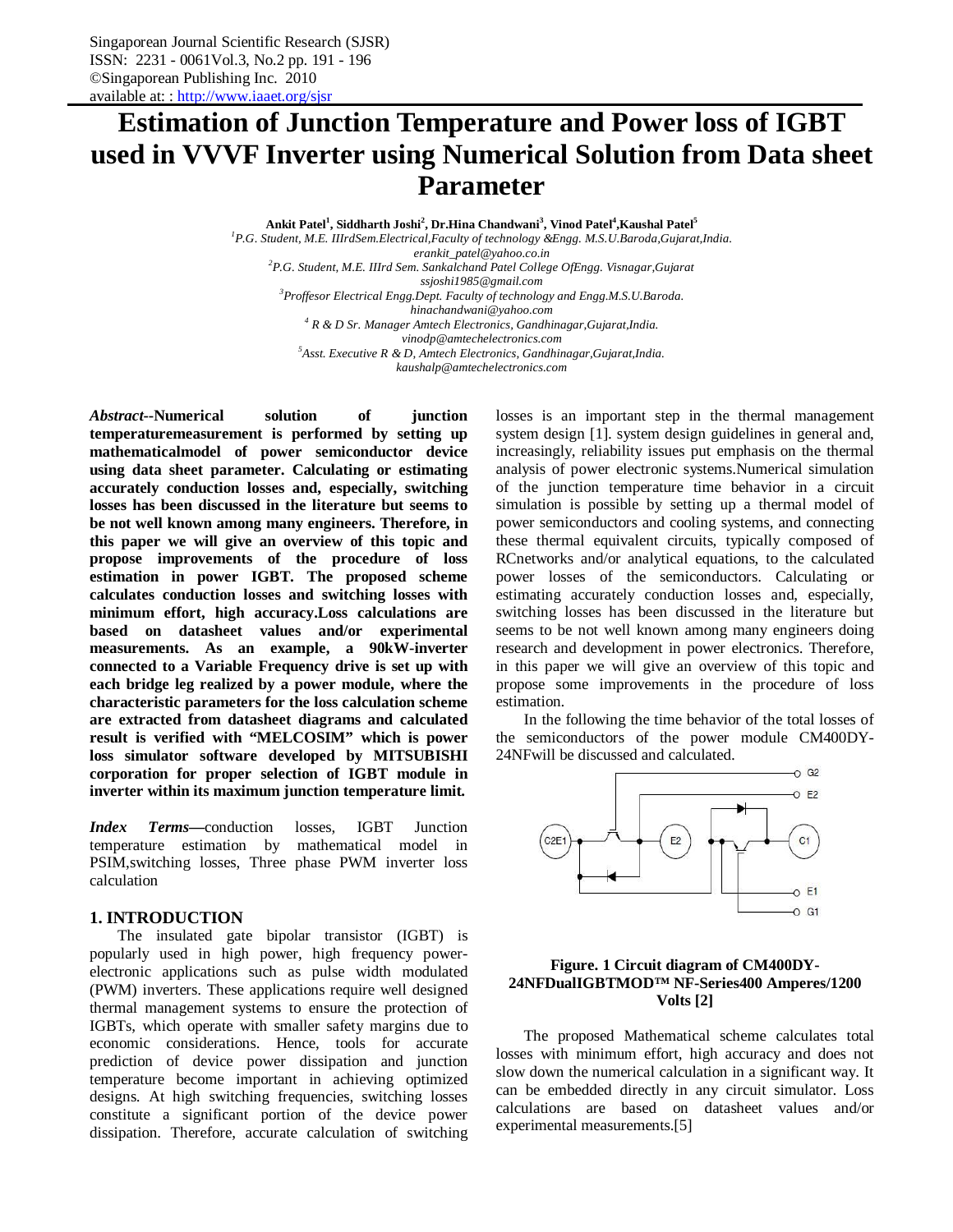# Estimation of Junction Temperature and Power loss of IGBT used in VVVF Inverter using Numerical Solution from Data sheet Parameter

**Ankit Patel[1], Siddharth Joshi[2], Dr.Hina Chandwani[3], Vinod Patel[4],Kaushal Patel[5]**

[1]*P.G. Student, M.E. IIIrdSem.Electrical,Faculty of technology &Engg. M.S.U.Baroda,Gujarat,India.*
*erankit_patel@yahoo.co.in*

[2]*P.G. Student, M.E. IIIrd Sem. Sankalchand Patel College OfEngg. Visnagar,Gujarat*
*ssjoshi1985@gmail.com*

[3]*Proffesor Electrical Engg.Dept. Faculty of technology and Engg.M.S.U.Baroda.*
*hinachandwani@yahoo.com*

[4] *R & D Sr. Manager Amtech Electronics, Gandhinagar,Gujarat,India.*
*vinodp@amtechelectronics.com*

[5]*Asst. Executive R & D, Amtech Electronics, Gandhinagar,Gujarat,India.*
*kaushalp@amtechelectronics.com*

***Abstract*--Numerical solution of junction temperaturemeasurement is performed by setting up mathematicalmodel of power semiconductor device using data sheet parameter. Calculating or estimating accurately conduction losses and, especially, switching losses has been discussed in the literature but seems to be not well known among many engineers. Therefore, in this paper we will give an overview of this topic and propose improvements of the procedure of loss estimation in power IGBT. The proposed scheme calculates conduction losses and switching losses with minimum effort, high accuracy.Loss calculations are based on datasheet values and/or experimental measurements. As an example, a 90kW-inverter connected to a Variable Frequency drive is set up with each bridge leg realized by a power module, where the characteristic parameters for the loss calculation scheme are extracted from datasheet diagrams and calculated result is verified with "MELCOSIM" which is power loss simulator software developed by MITSUBISHI corporation for proper selection of IGBT module in inverter within its maximum junction temperature limit.**

***Index Terms***—conduction losses, IGBT Junction temperature estimation by mathematical model in PSIM,switching losses, Three phase PWM inverter loss calculation

## 1. INTRODUCTION

The insulated gate bipolar transistor (IGBT) is popularly used in high power, high frequency power-electronic applications such as pulse width modulated (PWM) inverters. These applications require well designed thermal management systems to ensure the protection of IGBTs, which operate with smaller safety margins due to economic considerations. Hence, tools for accurate prediction of device power dissipation and junction temperature become important in achieving optimized designs. At high switching frequencies, switching losses constitute a significant portion of the device power dissipation. Therefore, accurate calculation of switching losses is an important step in the thermal management system design [1]. system design guidelines in general and, increasingly, reliability issues put emphasis on the thermal analysis of power electronic systems.Numerical simulation of the junction temperature time behavior in a circuit simulation is possible by setting up a thermal model of power semiconductors and cooling systems, and connecting these thermal equivalent circuits, typically composed of RCnetworks and/or analytical equations, to the calculated power losses of the semiconductors. Calculating or estimating accurately conduction losses and, especially, switching losses has been discussed in the literature but seems to be not well known among many engineers doing research and development in power electronics. Therefore, in this paper we will give an overview of this topic and propose some improvements in the procedure of loss estimation.

In the following the time behavior of the total losses of the semiconductors of the power module CM400DY-24NFwill be discussed and calculated.

**Figure. 1 Circuit diagram of CM400DY-24NFDualIGBTMOD™ NF-Series400 Amperes/1200 Volts [2]**

The proposed Mathematical scheme calculates total losses with minimum effort, high accuracy and does not slow down the numerical calculation in a significant way. It can be embedded directly in any circuit simulator. Loss calculations are based on datasheet values and/or experimental measurements.[5]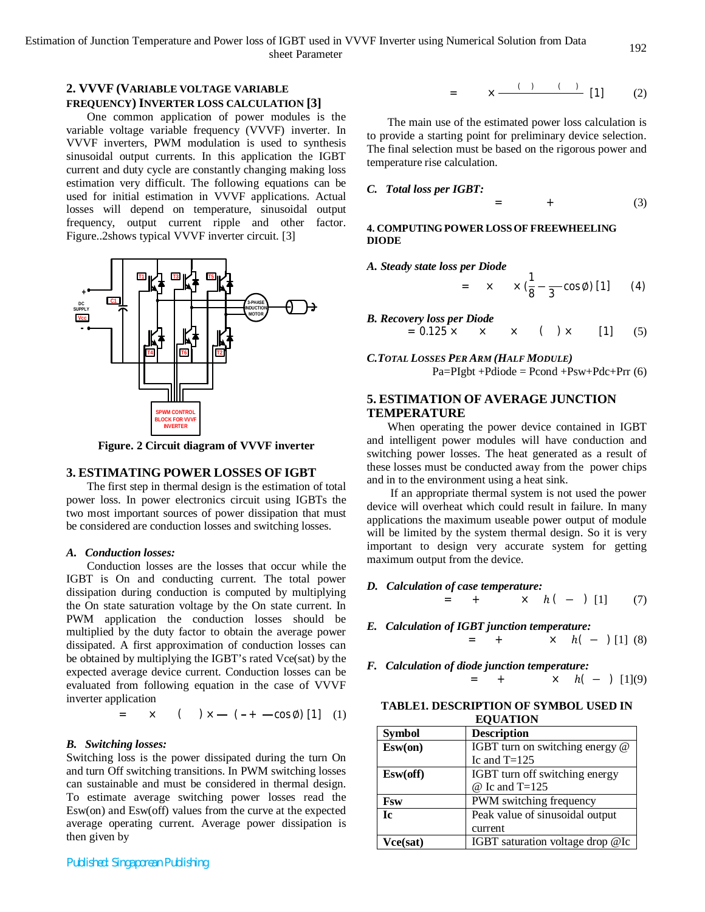## 2. VVVF (VARIABLE VOLTAGE VARIABLE FREQUENCY) INVERTER LOSS CALCULATION [3]

One common application of power modules is the variable voltage variable frequency (VVVF) inverter. In VVVF inverters, PWM modulation is used to synthesis sinusoidal output currents. In this application the IGBT current and duty cycle are constantly changing making loss estimation very difficult. The following equations can be used for initial estimation in VVVF applications. Actual losses will depend on temperature, sinusoidal output frequency, output current ripple and other factor. Figure..2shows typical VVVF inverter circuit. [3]

**Figure. 2 Circuit diagram of VVVF inverter**

## 3. ESTIMATING POWER LOSSES OF IGBT

The first step in thermal design is the estimation of total power loss. In power electronics circuit using IGBTs the two most important sources of power dissipation that must be considered are conduction losses and switching losses.

### *A. Conduction losses:*

Conduction losses are the losses that occur while the IGBT is On and conducting current. The total power dissipation during conduction is computed by multiplying the On state saturation voltage by the On state current. In PWM application the conduction losses should be multiplied by the duty factor to obtain the average power dissipated. A first approximation of conduction losses can be obtained by multiplying the IGBT's rated Vce(sat) by the expected average device current. Conduction losses can be evaluated from following equation in the case of VVVF inverter application

$$= \quad \times \quad ( \quad ) \times — \ ( - + —\cos\emptyset) \ [1] \qquad (1)$$

### *B. Switching losses:*

Switching loss is the power dissipated during the turn On and turn Off switching transitions. In PWM switching losses can sustainable and must be considered in thermal design. To estimate average switching power losses read the Esw(on) and Esw(off) values from the curve at the expected average operating current. Average power dissipation is then given by

$$= \quad \times \frac{(\ ) \quad (\ )}{} \ [1] \qquad (2)$$

The main use of the estimated power loss calculation is to provide a starting point for preliminary device selection. The final selection must be based on the rigorous power and temperature rise calculation.

### *C. Total loss per IGBT:*

$$= \quad + \qquad (3)$$

## 4. COMPUTING POWER LOSS OF FREEWHEELING DIODE

### *A. Steady state loss per Diode*

$$= \quad \times \quad \times (\frac{1}{8} - \frac{}{3}\cos\emptyset) \ [1] \qquad (4)$$

### *B. Recovery loss per Diode*

$$= 0.125 \times \quad \times \quad \times \quad (\ ) \times \quad [1] \qquad (5)$$

### *C.TOTAL LOSSES PER ARM (HALF MODULE)*

Pa=PIgbt +Pdiode = Pcond +Psw+Pdc+Prr (6)

## 5. ESTIMATION OF AVERAGE JUNCTION TEMPERATURE

When operating the power device contained in IGBT and intelligent power modules will have conduction and switching power losses. The heat generated as a result of these losses must be conducted away from the power chips and in to the environment using a heat sink.

If an appropriate thermal system is not used the power device will overheat which could result in failure. In many applications the maximum useable power output of module will be limited by the system thermal design. So it is very important to design very accurate system for getting maximum output from the device.

### *D. Calculation of case temperature:*

$$= \quad + \quad \times \quad h( \ - \ ) \ [1] \qquad (7)$$

### *E. Calculation of IGBT junction temperature:*

$$= \quad + \quad \times \quad h( \ - \ ) \ [1] \qquad (8)$$

### *F. Calculation of diode junction temperature:*

$$= \quad + \quad \times \quad h( \ - \ ) \ [1] \qquad (9)$$

**TABLE1. DESCRIPTION OF SYMBOL USED IN EQUATION**

| Symbol | Description |
|---|---|
| **Esw(on)** | IGBT turn on switching energy @ Ic and T=125 |
| **Esw(off)** | IGBT turn off switching energy @ Ic and T=125 |
| **Fsw** | PWM switching frequency |
| **Ic** | Peak value of sinusoidal output current |
| **Vce(sat)** | IGBT saturation voltage drop @Ic |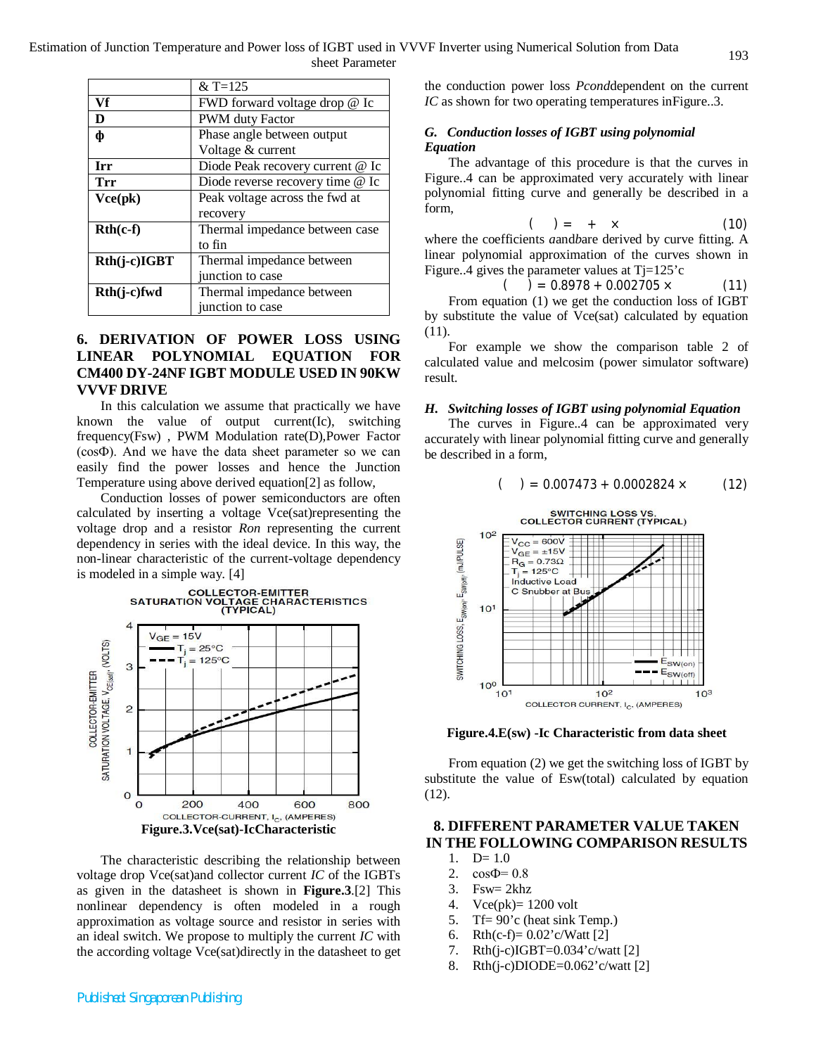| | & T=125 |
|---|---|
| **Vf** | FWD forward voltage drop @ Ic |
| **D** | PWM duty Factor |
| **ϕ** | Phase angle between output Voltage & current |
| **Irr** | Diode Peak recovery current @ Ic |
| **Trr** | Diode reverse recovery time @ Ic |
| **Vce(pk)** | Peak voltage across the fwd at recovery |
| **Rth(c-f)** | Thermal impedance between case to fin |
| **Rth(j-c)IGBT** | Thermal impedance between junction to case |
| **Rth(j-c)fwd** | Thermal impedance between junction to case |

## 6. DERIVATION OF POWER LOSS USING LINEAR POLYNOMIAL EQUATION FOR CM400 DY-24NF IGBT MODULE USED IN 90KW VVVF DRIVE

In this calculation we assume that practically we have known the value of output current(Ic), switching frequency(Fsw) , PWM Modulation rate(D),Power Factor (cosΦ). And we have the data sheet parameter so we can easily find the power losses and hence the Junction Temperature using above derived equation[2] as follow,

Conduction losses of power semiconductors are often calculated by inserting a voltage Vce(sat)representing the voltage drop and a resistor *Ron* representing the current dependency in series with the ideal device. In this way, the non-linear characteristic of the current-voltage dependency is modeled in a simple way. [4]

**Figure.3.Vce(sat)-IcCharacteristic**

The characteristic describing the relationship between voltage drop Vce(sat)and collector current *IC* of the IGBTs as given in the datasheet is shown in **Figure.3**.[2] This nonlinear dependency is often modeled in a rough approximation as voltage source and resistor in series with an ideal switch. We propose to multiply the current *IC* with the according voltage Vce(sat)directly in the datasheet to get the conduction power loss *Pcond*dependent on the current *IC* as shown for two operating temperatures inFigure..3.

### G. Conduction losses of IGBT using polynomial Equation

The advantage of this procedure is that the curves in Figure..4 can be approximated very accurately with linear polynomial fitting curve and generally be described in a form,

$$(\quad) = \quad + \quad \times \qquad (10)$$

where the coefficients *a*and*b*are derived by curve fitting. A linear polynomial approximation of the curves shown in Figure..4 gives the parameter values at Tj=125'c

$$(\quad) = 0.8978 + 0.002705 \times \qquad (11)$$

From equation (1) we get the conduction loss of IGBT by substitute the value of Vce(sat) calculated by equation (11).

For example we show the comparison table 2 of calculated value and melcosim (power simulator software) result.

### H. Switching losses of IGBT using polynomial Equation

The curves in Figure..4 can be approximated very accurately with linear polynomial fitting curve and generally be described in a form,

$$(\quad) = 0.007473 + 0.0002824 \times \qquad (12)$$

**Figure.4.E(sw) -Ic Characteristic from data sheet**

From equation (2) we get the switching loss of IGBT by substitute the value of Esw(total) calculated by equation (12).

## 8. DIFFERENT PARAMETER VALUE TAKEN IN THE FOLLOWING COMPARISON RESULTS

1. D= 1.0
2. cosΦ= 0.8
3. Fsw= 2khz
4. Vce(pk)= 1200 volt
5. Tf= 90'c (heat sink Temp.)
6. Rth(c-f)= 0.02'c/Watt [2]
7. Rth(j-c)IGBT=0.034'c/watt [2]
8. Rth(j-c)DIODE=0.062'c/watt [2]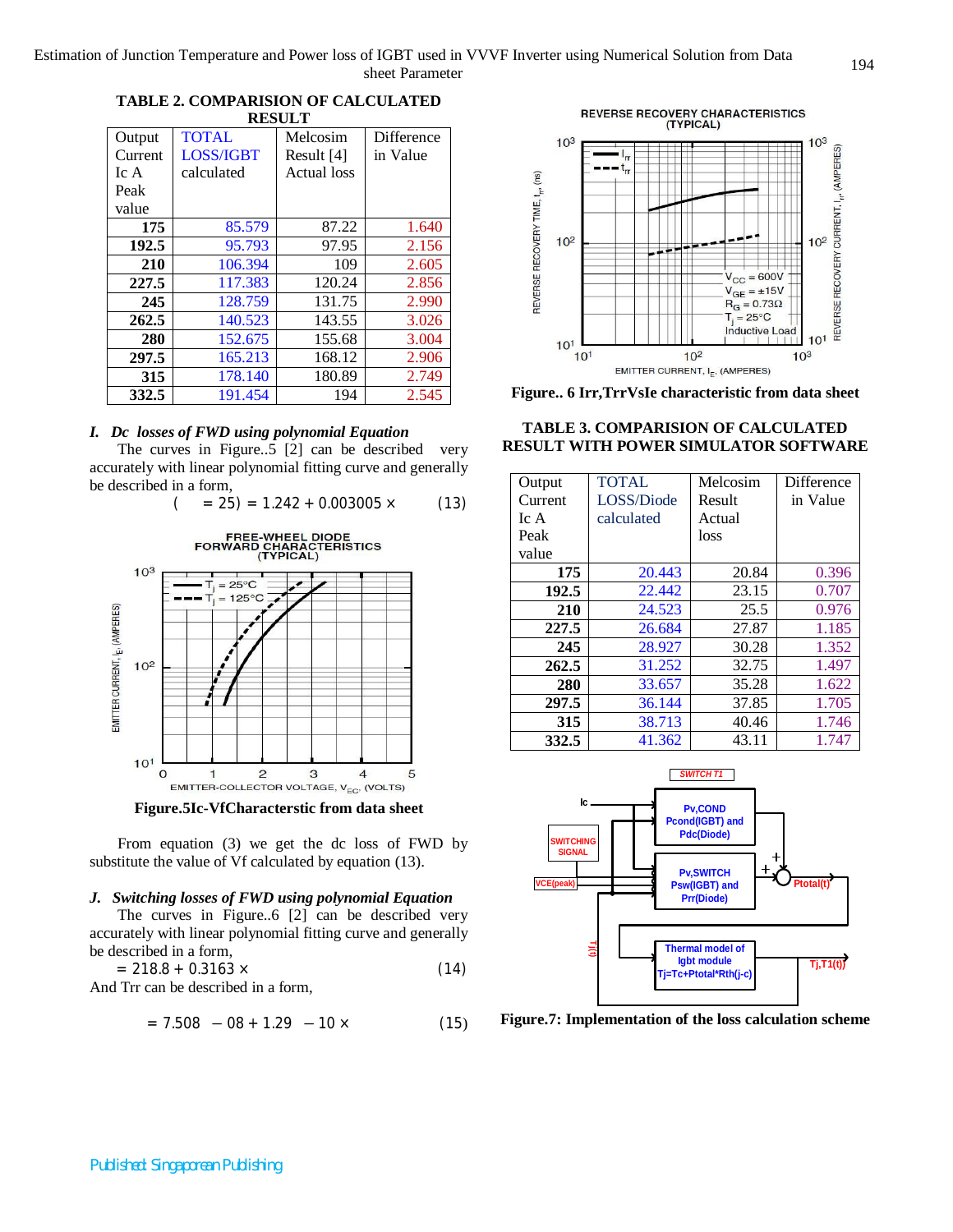**TABLE 2. COMPARISION OF CALCULATED RESULT**

| Output Current Ic A Peak value | TOTAL LOSS/IGBT calculated | Melcosim Result [4] Actual loss | Difference in Value |
|---|---|---|---|
| **175** | 85.579 | 87.22 | 1.640 |
| **192.5** | 95.793 | 97.95 | 2.156 |
| **210** | 106.394 | 109 | 2.605 |
| **227.5** | 117.383 | 120.24 | 2.856 |
| **245** | 128.759 | 131.75 | 2.990 |
| **262.5** | 140.523 | 143.55 | 3.026 |
| **280** | 152.675 | 155.68 | 3.004 |
| **297.5** | 165.213 | 168.12 | 2.906 |
| **315** | 178.140 | 180.89 | 2.749 |
| **332.5** | 191.454 | 194 | 2.545 |

### *I. Dc losses of FWD using polynomial Equation*

The curves in Figure..5 [2] can be described very accurately with linear polynomial fitting curve and generally be described in a form,

$$( \quad = 25) = 1.242 + 0.003005 \times \qquad (13)$$

Figure.5Ic-VfCharacterstic from data sheet

From equation (3) we get the dc loss of FWD by substitute the value of Vf calculated by equation (13).

### *J. Switching losses of FWD using polynomial Equation*

The curves in Figure..6 [2] can be described very accurately with linear polynomial fitting curve and generally be described in a form,

$$= 218.8 + 0.3163 \times \qquad (14)$$

And Trr can be described in a form,

$$= 7.508 \quad - 08 + 1.29 \quad - 10 \times \qquad (15)$$

Figure.. 6 Irr,TrrVsIe characteristic from data sheet

**TABLE 3. COMPARISION OF CALCULATED RESULT WITH POWER SIMULATOR SOFTWARE**

| Output Current Ic A Peak value | TOTAL LOSS/Diode calculated | Melcosim Result Actual loss | Difference in Value |
|---|---|---|---|
| **175** | 20.443 | 20.84 | 0.396 |
| **192.5** | 22.442 | 23.15 | 0.707 |
| **210** | 24.523 | 25.5 | 0.976 |
| **227.5** | 26.684 | 27.87 | 1.185 |
| **245** | 28.927 | 30.28 | 1.352 |
| **262.5** | 31.252 | 32.75 | 1.497 |
| **280** | 33.657 | 35.28 | 1.622 |
| **297.5** | 36.144 | 37.85 | 1.705 |
| **315** | 38.713 | 40.46 | 1.746 |
| **332.5** | 41.362 | 43.11 | 1.747 |

Figure.7: Implementation of the loss calculation scheme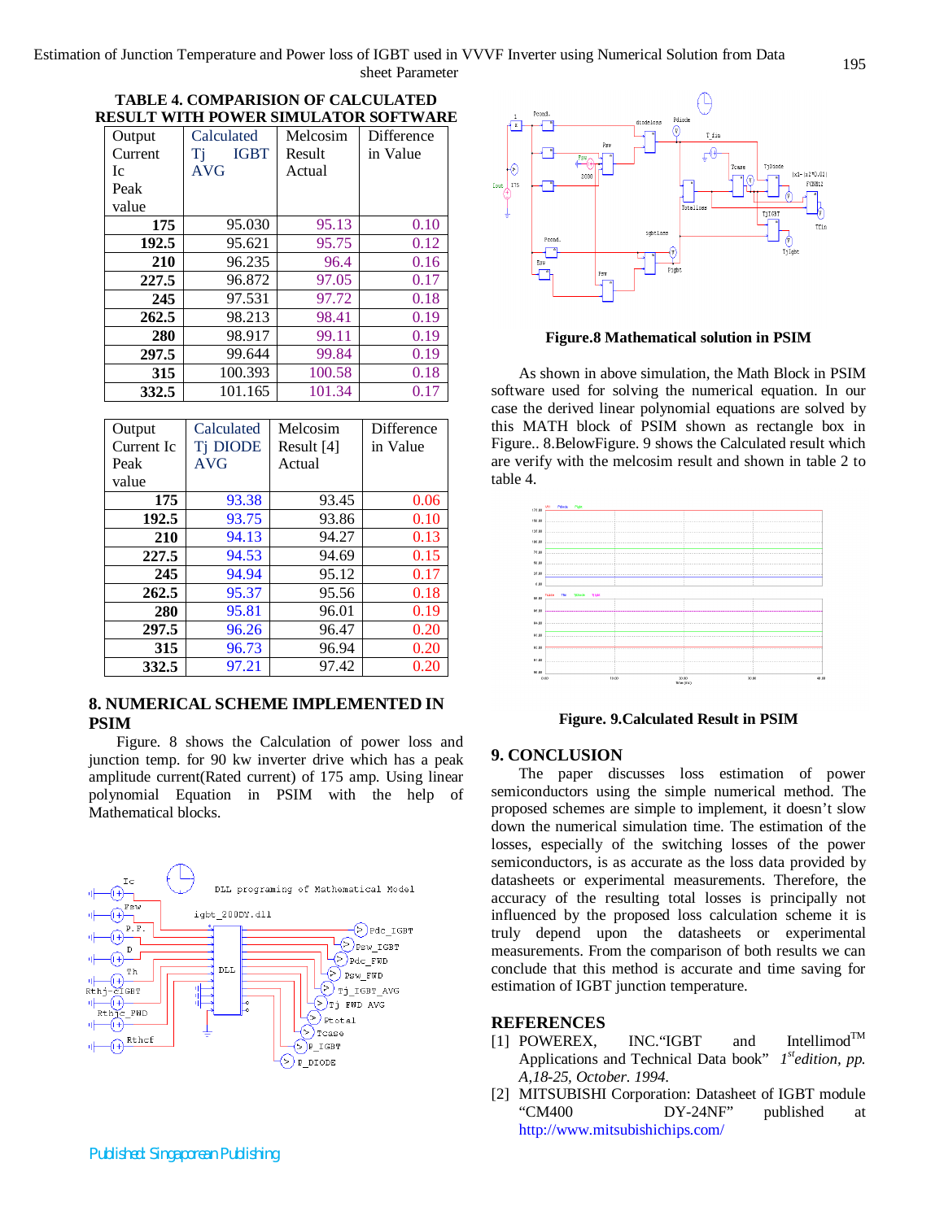**TABLE 4. COMPARISION OF CALCULATED RESULT WITH POWER SIMULATOR SOFTWARE**

| Output Current Ic Peak value | Calculated Tj IGBT AVG | Melcosim Result Actual | Difference in Value |
|---|---|---|---|
| 175 | 95.030 | 95.13 | 0.10 |
| 192.5 | 95.621 | 95.75 | 0.12 |
| 210 | 96.235 | 96.4 | 0.16 |
| 227.5 | 96.872 | 97.05 | 0.17 |
| 245 | 97.531 | 97.72 | 0.18 |
| 262.5 | 98.213 | 98.41 | 0.19 |
| 280 | 98.917 | 99.11 | 0.19 |
| 297.5 | 99.644 | 99.84 | 0.19 |
| 315 | 100.393 | 100.58 | 0.18 |
| 332.5 | 101.165 | 101.34 | 0.17 |

| Output Current Ic Peak value | Calculated Tj DIODE AVG | Melcosim Result [4] Actual | Difference in Value |
|---|---|---|---|
| 175 | 93.38 | 93.45 | 0.06 |
| 192.5 | 93.75 | 93.86 | 0.10 |
| 210 | 94.13 | 94.27 | 0.13 |
| 227.5 | 94.53 | 94.69 | 0.15 |
| 245 | 94.94 | 95.12 | 0.17 |
| 262.5 | 95.37 | 95.56 | 0.18 |
| 280 | 95.81 | 96.01 | 0.19 |
| 297.5 | 96.26 | 96.47 | 0.20 |
| 315 | 96.73 | 96.94 | 0.20 |
| 332.5 | 97.21 | 97.42 | 0.20 |

## 8. NUMERICAL SCHEME IMPLEMENTED IN PSIM

Figure. 8 shows the Calculation of power loss and junction temp. for 90 kw inverter drive which has a peak amplitude current(Rated current) of 175 amp. Using linear polynomial Equation in PSIM with the help of Mathematical blocks.

**Figure.8 Mathematical solution in PSIM**

As shown in above simulation, the Math Block in PSIM software used for solving the numerical equation. In our case the derived linear polynomial equations are solved by this MATH block of PSIM shown as rectangle box in Figure.. 8.BelowFigure. 9 shows the Calculated result which are verify with the melcosim result and shown in table 2 to table 4.

**Figure. 9.Calculated Result in PSIM**

## 9. CONCLUSION

The paper discusses loss estimation of power semiconductors using the simple numerical method. The proposed schemes are simple to implement, it doesn't slow down the numerical simulation time. The estimation of the losses, especially of the switching losses of the power semiconductors, is as accurate as the loss data provided by datasheets or experimental measurements. Therefore, the accuracy of the resulting total losses is principally not influenced by the proposed loss calculation scheme it is truly depend upon the datasheets or experimental measurements. From the comparison of both results we can conclude that this method is accurate and time saving for estimation of IGBT junction temperature.

## REFERENCES

[1] POWEREX, INC."IGBT and Intellimod[TM] Applications and Technical Data book" *1[st] edition, pp. A,18-25, October. 1994.*

[2] MITSUBISHI Corporation: Datasheet of IGBT module "CM400 DY-24NF" published at http://www.mitsubishichips.com/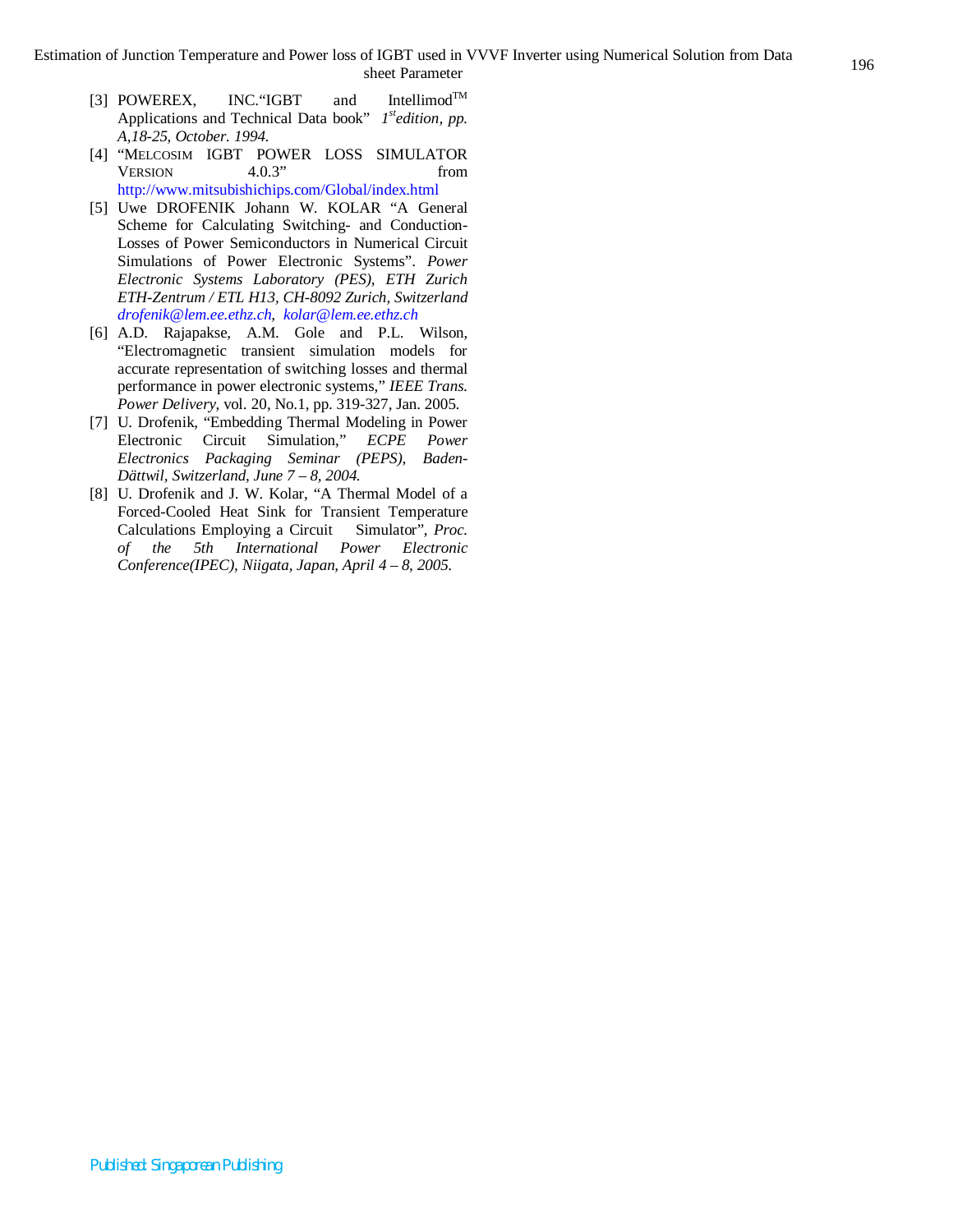[3] POWEREX, INC."IGBT and Intellimod™ Applications and Technical Data book" *1st edition, pp. A,18-25, October. 1994.*

[4] "MELCOSIM IGBT POWER LOSS SIMULATOR VERSION 4.0.3" from http://www.mitsubishichips.com/Global/index.html

[5] Uwe DROFENIK Johann W. KOLAR "A General Scheme for Calculating Switching- and Conduction-Losses of Power Semiconductors in Numerical Circuit Simulations of Power Electronic Systems". *Power Electronic Systems Laboratory (PES), ETH Zurich ETH-Zentrum / ETL H13, CH-8092 Zurich, Switzerland drofenik@lem.ee.ethz.ch, kolar@lem.ee.ethz.ch*

[6] A.D. Rajapakse, A.M. Gole and P.L. Wilson, "Electromagnetic transient simulation models for accurate representation of switching losses and thermal performance in power electronic systems," *IEEE Trans. Power Delivery*, vol. 20, No.1, pp. 319-327, Jan. 2005.

[7] U. Drofenik, "Embedding Thermal Modeling in Power Electronic Circuit Simulation," *ECPE Power Electronics Packaging Seminar (PEPS), Baden-Dättwil, Switzerland, June 7 – 8, 2004.*

[8] U. Drofenik and J. W. Kolar, "A Thermal Model of a Forced-Cooled Heat Sink for Transient Temperature Calculations Employing a Circuit Simulator", *Proc. of the 5th International Power Electronic Conference(IPEC), Niigata, Japan, April 4 – 8, 2005.*